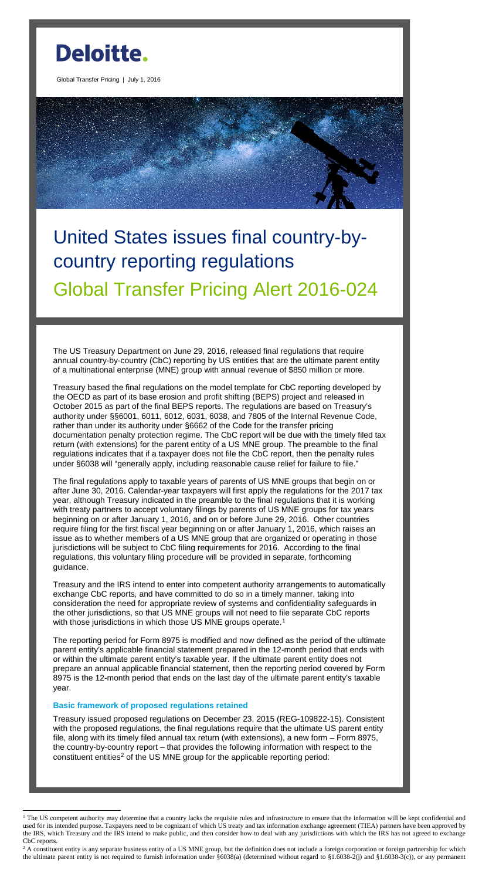Deloitte.

Global Transfer Pricing | July 1, 2016

# United States issues final country-by-country reporting regulations

## Global Transfer Pricing Alert 2016-024

The US Treasury Department on June 29, 2016, released final regulations that require annual country-by-country (CbC) reporting by US entities that are the ultimate parent entity of a multinational enterprise (MNE) group with annual revenue of $850 million or more.

Treasury based the final regulations on the model template for CbC reporting developed by the OECD as part of its base erosion and profit shifting (BEPS) project and released in October 2015 as part of the final BEPS reports. The regulations are based on Treasury's authority under §§6001, 6011, 6012, 6031, 6038, and 7805 of the Internal Revenue Code, rather than under its authority under §6662 of the Code for the transfer pricing documentation penalty protection regime. The CbC report will be due with the timely filed tax return (with extensions) for the parent entity of a US MNE group. The preamble to the final regulations indicates that if a taxpayer does not file the CbC report, then the penalty rules under §6038 will "generally apply, including reasonable cause relief for failure to file."

The final regulations apply to taxable years of parents of US MNE groups that begin on or after June 30, 2016. Calendar-year taxpayers will first apply the regulations for the 2017 tax year, although Treasury indicated in the preamble to the final regulations that it is working with treaty partners to accept voluntary filings by parents of US MNE groups for tax years beginning on or after January 1, 2016, and on or before June 29, 2016. Other countries require filing for the first fiscal year beginning on or after January 1, 2016, which raises an issue as to whether members of a US MNE group that are organized or operating in those jurisdictions will be subject to CbC filing requirements for 2016. According to the final regulations, this voluntary filing procedure will be provided in separate, forthcoming guidance.

Treasury and the IRS intend to enter into competent authority arrangements to automatically exchange CbC reports, and have committed to do so in a timely manner, taking into consideration the need for appropriate review of systems and confidentiality safeguards in the other jurisdictions, so that US MNE groups will not need to file separate CbC reports with those jurisdictions in which those US MNE groups operate.[1]

The reporting period for Form 8975 is modified and now defined as the period of the ultimate parent entity's applicable financial statement prepared in the 12-month period that ends with or within the ultimate parent entity's taxable year. If the ultimate parent entity does not prepare an annual applicable financial statement, then the reporting period covered by Form 8975 is the 12-month period that ends on the last day of the ultimate parent entity's taxable year.

### Basic framework of proposed regulations retained

Treasury issued proposed regulations on December 23, 2015 (REG-109822-15). Consistent with the proposed regulations, the final regulations require that the ultimate US parent entity file, along with its timely filed annual tax return (with extensions), a new form – Form 8975, the country-by-country report – that provides the following information with respect to the constituent entities[2] of the US MNE group for the applicable reporting period:

---

[1] The US competent authority may determine that a country lacks the requisite rules and infrastructure to ensure that the information will be kept confidential and used for its intended purpose. Taxpayers need to be cognizant of which US treaty and tax information exchange agreement (TIEA) partners have been approved by the IRS, which Treasury and the IRS intend to make public, and then consider how to deal with any jurisdictions with which the IRS has not agreed to exchange CbC reports.

[2] A constituent entity is any separate business entity of a US MNE group, but the definition does not include a foreign corporation or foreign partnership for which the ultimate parent entity is not required to furnish information under §6038(a) (determined without regard to §1.6038-2(j) and §1.6038-3(c)), or any permanent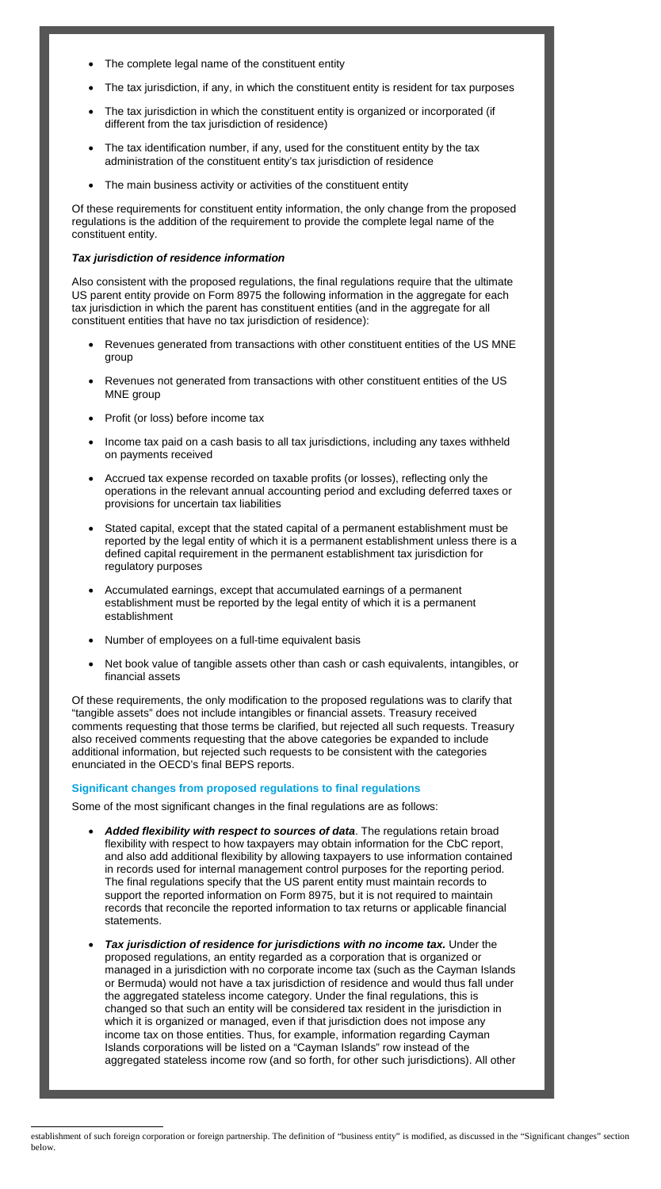- The complete legal name of the constituent entity
- The tax jurisdiction, if any, in which the constituent entity is resident for tax purposes
- The tax jurisdiction in which the constituent entity is organized or incorporated (if different from the tax jurisdiction of residence)
- The tax identification number, if any, used for the constituent entity by the tax administration of the constituent entity's tax jurisdiction of residence
- The main business activity or activities of the constituent entity

Of these requirements for constituent entity information, the only change from the proposed regulations is the addition of the requirement to provide the complete legal name of the constituent entity.

***Tax jurisdiction of residence information***

Also consistent with the proposed regulations, the final regulations require that the ultimate US parent entity provide on Form 8975 the following information in the aggregate for each tax jurisdiction in which the parent has constituent entities (and in the aggregate for all constituent entities that have no tax jurisdiction of residence):

- Revenues generated from transactions with other constituent entities of the US MNE group
- Revenues not generated from transactions with other constituent entities of the US MNE group
- Profit (or loss) before income tax
- Income tax paid on a cash basis to all tax jurisdictions, including any taxes withheld on payments received
- Accrued tax expense recorded on taxable profits (or losses), reflecting only the operations in the relevant annual accounting period and excluding deferred taxes or provisions for uncertain tax liabilities
- Stated capital, except that the stated capital of a permanent establishment must be reported by the legal entity of which it is a permanent establishment unless there is a defined capital requirement in the permanent establishment tax jurisdiction for regulatory purposes
- Accumulated earnings, except that accumulated earnings of a permanent establishment must be reported by the legal entity of which it is a permanent establishment
- Number of employees on a full-time equivalent basis
- Net book value of tangible assets other than cash or cash equivalents, intangibles, or financial assets

Of these requirements, the only modification to the proposed regulations was to clarify that "tangible assets" does not include intangibles or financial assets. Treasury received comments requesting that those terms be clarified, but rejected all such requests. Treasury also received comments requesting that the above categories be expanded to include additional information, but rejected such requests to be consistent with the categories enunciated in the OECD's final BEPS reports.

### Significant changes from proposed regulations to final regulations

Some of the most significant changes in the final regulations are as follows:

- ***Added flexibility with respect to sources of data***. The regulations retain broad flexibility with respect to how taxpayers may obtain information for the CbC report, and also add additional flexibility by allowing taxpayers to use information contained in records used for internal management control purposes for the reporting period. The final regulations specify that the US parent entity must maintain records to support the reported information on Form 8975, but it is not required to maintain records that reconcile the reported information to tax returns or applicable financial statements.
- ***Tax jurisdiction of residence for jurisdictions with no income tax.*** Under the proposed regulations, an entity regarded as a corporation that is organized or managed in a jurisdiction with no corporate income tax (such as the Cayman Islands or Bermuda) would not have a tax jurisdiction of residence and would thus fall under the aggregated stateless income category. Under the final regulations, this is changed so that such an entity will be considered tax resident in the jurisdiction in which it is organized or managed, even if that jurisdiction does not impose any income tax on those entities. Thus, for example, information regarding Cayman Islands corporations will be listed on a "Cayman Islands" row instead of the aggregated stateless income row (and so forth, for other such jurisdictions). All other

establishment of such foreign corporation or foreign partnership. The definition of "business entity" is modified, as discussed in the "Significant changes" section below.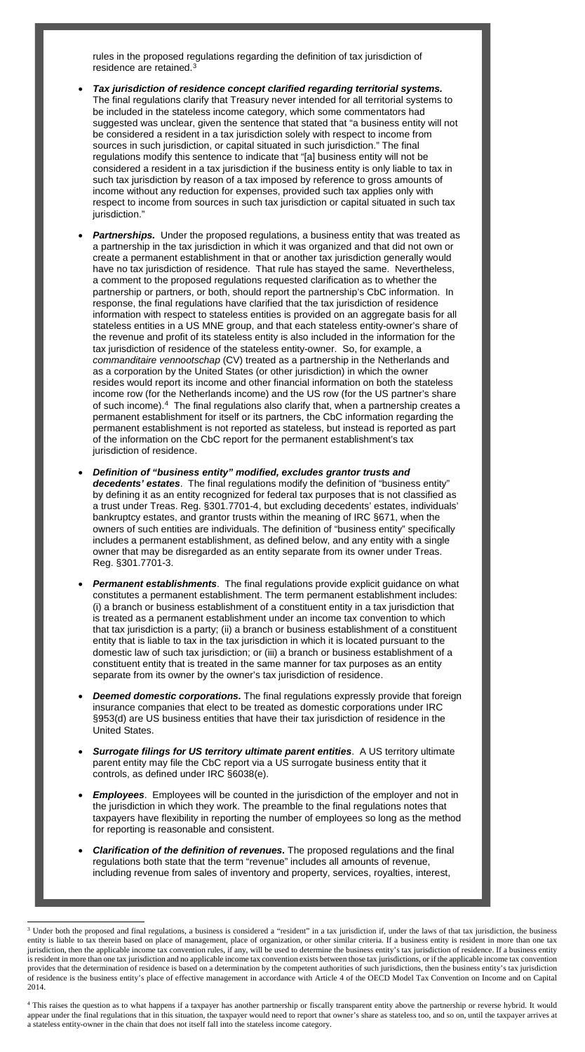rules in the proposed regulations regarding the definition of tax jurisdiction of residence are retained.[3]

- ***Tax jurisdiction of residence concept clarified regarding territorial systems.*** The final regulations clarify that Treasury never intended for all territorial systems to be included in the stateless income category, which some commentators had suggested was unclear, given the sentence that stated that "a business entity will not be considered a resident in a tax jurisdiction solely with respect to income from sources in such jurisdiction, or capital situated in such jurisdiction." The final regulations modify this sentence to indicate that "[a] business entity will not be considered a resident in a tax jurisdiction if the business entity is only liable to tax in such tax jurisdiction by reason of a tax imposed by reference to gross amounts of income without any reduction for expenses, provided such tax applies only with respect to income from sources in such tax jurisdiction or capital situated in such tax jurisdiction."

- ***Partnerships.*** Under the proposed regulations, a business entity that was treated as a partnership in the tax jurisdiction in which it was organized and that did not own or create a permanent establishment in that or another tax jurisdiction generally would have no tax jurisdiction of residence. That rule has stayed the same. Nevertheless, a comment to the proposed regulations requested clarification as to whether the partnership or partners, or both, should report the partnership's CbC information. In response, the final regulations have clarified that the tax jurisdiction of residence information with respect to stateless entities is provided on an aggregate basis for all stateless entities in a US MNE group, and that each stateless entity-owner's share of the revenue and profit of its stateless entity is also included in the information for the tax jurisdiction of residence of the stateless entity-owner. So, for example, a *commanditaire vennootschap* (CV) treated as a partnership in the Netherlands and as a corporation by the United States (or other jurisdiction) in which the owner resides would report its income and other financial information on both the stateless income row (for the Netherlands income) and the US row (for the US partner's share of such income).[4] The final regulations also clarify that, when a partnership creates a permanent establishment for itself or its partners, the CbC information regarding the permanent establishment is not reported as stateless, but instead is reported as part of the information on the CbC report for the permanent establishment's tax jurisdiction of residence.

- ***Definition of "business entity" modified, excludes grantor trusts and decedents' estates***. The final regulations modify the definition of "business entity" by defining it as an entity recognized for federal tax purposes that is not classified as a trust under Treas. Reg. §301.7701-4, but excluding decedents' estates, individuals' bankruptcy estates, and grantor trusts within the meaning of IRC §671, when the owners of such entities are individuals. The definition of "business entity" specifically includes a permanent establishment, as defined below, and any entity with a single owner that may be disregarded as an entity separate from its owner under Treas. Reg. §301.7701-3.

- ***Permanent establishments***. The final regulations provide explicit guidance on what constitutes a permanent establishment. The term permanent establishment includes: (i) a branch or business establishment of a constituent entity in a tax jurisdiction that is treated as a permanent establishment under an income tax convention to which that tax jurisdiction is a party; (ii) a branch or business establishment of a constituent entity that is liable to tax in the tax jurisdiction in which it is located pursuant to the domestic law of such tax jurisdiction; or (iii) a branch or business establishment of a constituent entity that is treated in the same manner for tax purposes as an entity separate from its owner by the owner's tax jurisdiction of residence.

- ***Deemed domestic corporations.*** The final regulations expressly provide that foreign insurance companies that elect to be treated as domestic corporations under IRC §953(d) are US business entities that have their tax jurisdiction of residence in the United States.

- ***Surrogate filings for US territory ultimate parent entities***. A US territory ultimate parent entity may file the CbC report via a US surrogate business entity that it controls, as defined under IRC §6038(e).

- ***Employees***. Employees will be counted in the jurisdiction of the employer and not in the jurisdiction in which they work. The preamble to the final regulations notes that taxpayers have flexibility in reporting the number of employees so long as the method for reporting is reasonable and consistent.

- ***Clarification of the definition of revenues.*** The proposed regulations and the final regulations both state that the term "revenue" includes all amounts of revenue, including revenue from sales of inventory and property, services, royalties, interest,

---

[3] Under both the proposed and final regulations, a business is considered a "resident" in a tax jurisdiction if, under the laws of that tax jurisdiction, the business entity is liable to tax therein based on place of management, place of organization, or other similar criteria. If a business entity is resident in more than one tax jurisdiction, then the applicable income tax convention rules, if any, will be used to determine the business entity's tax jurisdiction of residence. If a business entity is resident in more than one tax jurisdiction and no applicable income tax convention exists between those tax jurisdictions, or if the applicable income tax convention provides that the determination of residence is based on a determination by the competent authorities of such jurisdictions, then the business entity's tax jurisdiction of residence is the business entity's place of effective management in accordance with Article 4 of the OECD Model Tax Convention on Income and on Capital 2014.

[4] This raises the question as to what happens if a taxpayer has another partnership or fiscally transparent entity above the partnership or reverse hybrid. It would appear under the final regulations that in this situation, the taxpayer would need to report that owner's share as stateless too, and so on, until the taxpayer arrives at a stateless entity-owner in the chain that does not itself fall into the stateless income category.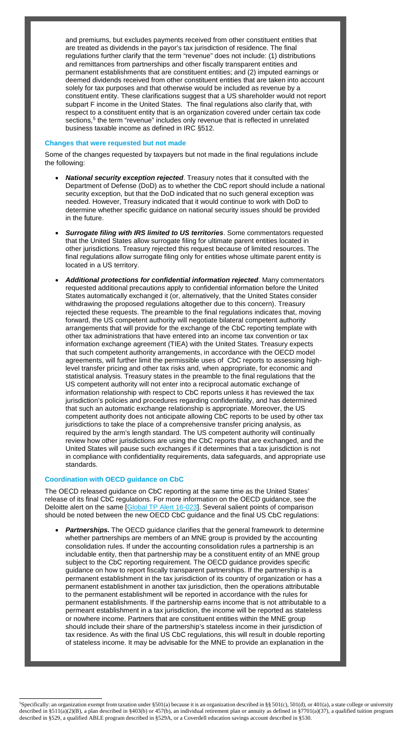and premiums, but excludes payments received from other constituent entities that are treated as dividends in the payor's tax jurisdiction of residence. The final regulations further clarify that the term "revenue" does not include: (1) distributions and remittances from partnerships and other fiscally transparent entities and permanent establishments that are constituent entities; and (2) imputed earnings or deemed dividends received from other constituent entities that are taken into account solely for tax purposes and that otherwise would be included as revenue by a constituent entity. These clarifications suggest that a US shareholder would not report subpart F income in the United States. The final regulations also clarify that, with respect to a constituent entity that is an organization covered under certain tax code sections,[5] the term "revenue" includes only revenue that is reflected in unrelated business taxable income as defined in IRC §512.

### Changes that were requested but not made

Some of the changes requested by taxpayers but not made in the final regulations include the following:

- ***National security exception rejected***. Treasury notes that it consulted with the Department of Defense (DoD) as to whether the CbC report should include a national security exception, but that the DoD indicated that no such general exception was needed. However, Treasury indicated that it would continue to work with DoD to determine whether specific guidance on national security issues should be provided in the future.

- ***Surrogate filing with IRS limited to US territories***. Some commentators requested that the United States allow surrogate filing for ultimate parent entities located in other jurisdictions. Treasury rejected this request because of limited resources. The final regulations allow surrogate filing only for entities whose ultimate parent entity is located in a US territory.

- ***Additional protections for confidential information rejected***. Many commentators requested additional precautions apply to confidential information before the United States automatically exchanged it (or, alternatively, that the United States consider withdrawing the proposed regulations altogether due to this concern). Treasury rejected these requests. The preamble to the final regulations indicates that, moving forward, the US competent authority will negotiate bilateral competent authority arrangements that will provide for the exchange of the CbC reporting template with other tax administrations that have entered into an income tax convention or tax information exchange agreement (TIEA) with the United States. Treasury expects that such competent authority arrangements, in accordance with the OECD model agreements, will further limit the permissible uses of CbC reports to assessing high-level transfer pricing and other tax risks and, when appropriate, for economic and statistical analysis. Treasury states in the preamble to the final regulations that the US competent authority will not enter into a reciprocal automatic exchange of information relationship with respect to CbC reports unless it has reviewed the tax jurisdiction's policies and procedures regarding confidentiality, and has determined that such an automatic exchange relationship is appropriate. Moreover, the US competent authority does not anticipate allowing CbC reports to be used by other tax jurisdictions to take the place of a comprehensive transfer pricing analysis, as required by the arm's length standard. The US competent authority will continually review how other jurisdictions are using the CbC reports that are exchanged, and the United States will pause such exchanges if it determines that a tax jurisdiction is not in compliance with confidentiality requirements, data safeguards, and appropriate use standards.

### Coordination with OECD guidance on CbC

The OECD released guidance on CbC reporting at the same time as the United States' release of its final CbC regulations. For more information on the OECD guidance, see the Deloitte alert on the same [Global TP Alert 16-023]. Several salient points of comparison should be noted between the new OECD CbC guidance and the final US CbC regulations:

- ***Partnerships.*** The OECD guidance clarifies that the general framework to determine whether partnerships are members of an MNE group is provided by the accounting consolidation rules. If under the accounting consolidation rules a partnership is an includable entity, then that partnership may be a constituent entity of an MNE group subject to the CbC reporting requirement. The OECD guidance provides specific guidance on how to report fiscally transparent partnerships. If the partnership is a permanent establishment in the tax jurisdiction of its country of organization or has a permanent establishment in another tax jurisdiction, then the operations attributable to the permanent establishment will be reported in accordance with the rules for permanent establishments. If the partnership earns income that is not attributable to a permeant establishment in a tax jurisdiction, the income will be reported as stateless or nowhere income. Partners that are constituent entities within the MNE group should include their share of the partnership's stateless income in their jurisdiction of tax residence. As with the final US CbC regulations, this will result in double reporting of stateless income. It may be advisable for the MNE to provide an explanation in the

---

[5] Specifically: an organization exempt from taxation under §501(a) because it is an organization described in §§ 501(c), 501(d), or 401(a), a state college or university described in §511(a)(2)(B), a plan described in §403(b) or 457(b), an individual retirement plan or annuity as defined in §7701(a)(37), a qualified tuition program described in §529, a qualified ABLE program described in §529A, or a Coverdell education savings account described in §530.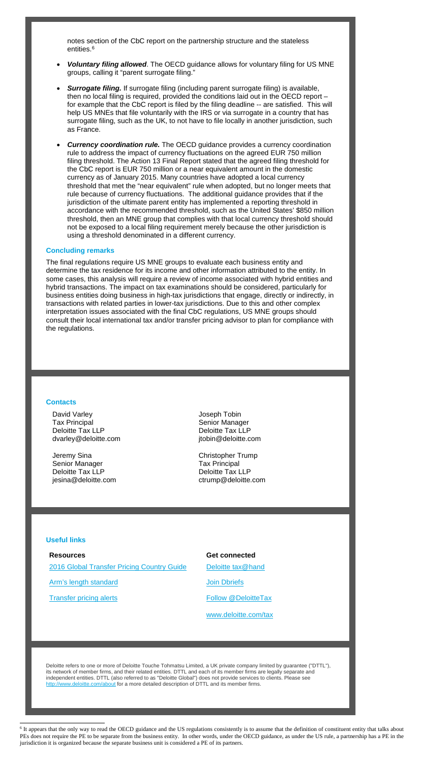notes section of the CbC report on the partnership structure and the stateless entities.[6]

- ***Voluntary filing allowed***. The OECD guidance allows for voluntary filing for US MNE groups, calling it "parent surrogate filing."
- ***Surrogate filing.*** If surrogate filing (including parent surrogate filing) is available, then no local filing is required, provided the conditions laid out in the OECD report – for example that the CbC report is filed by the filing deadline -- are satisfied. This will help US MNEs that file voluntarily with the IRS or via surrogate in a country that has surrogate filing, such as the UK, to not have to file locally in another jurisdiction, such as France.
- ***Currency coordination rule.*** The OECD guidance provides a currency coordination rule to address the impact of currency fluctuations on the agreed EUR 750 million filing threshold. The Action 13 Final Report stated that the agreed filing threshold for the CbC report is EUR 750 million or a near equivalent amount in the domestic currency as of January 2015. Many countries have adopted a local currency threshold that met the "near equivalent" rule when adopted, but no longer meets that rule because of currency fluctuations. The additional guidance provides that if the jurisdiction of the ultimate parent entity has implemented a reporting threshold in accordance with the recommended threshold, such as the United States' $850 million threshold, then an MNE group that complies with that local currency threshold should not be exposed to a local filing requirement merely because the other jurisdiction is using a threshold denominated in a different currency.

### Concluding remarks

The final regulations require US MNE groups to evaluate each business entity and determine the tax residence for its income and other information attributed to the entity. In some cases, this analysis will require a review of income associated with hybrid entities and hybrid transactions. The impact on tax examinations should be considered, particularly for business entities doing business in high-tax jurisdictions that engage, directly or indirectly, in transactions with related parties in lower-tax jurisdictions. Due to this and other complex interpretation issues associated with the final CbC regulations, US MNE groups should consult their local international tax and/or transfer pricing advisor to plan for compliance with the regulations.

### Contacts

David Varley
Tax Principal
Deloitte Tax LLP
dvarley@deloitte.com

Jeremy Sina
Senior Manager
Deloitte Tax LLP
jesina@deloitte.com

Joseph Tobin
Senior Manager
Deloitte Tax LLP
jtobin@deloitte.com

Christopher Trump
Tax Principal
Deloitte Tax LLP
ctrump@deloitte.com

### Useful links

**Resources**

[2016 Global Transfer Pricing Country Guide]

[Arm's length standard]

[Transfer pricing alerts]

**Get connected**

[Deloitte tax@hand]

[Join Dbriefs]

[Follow @DeloitteTax]

[www.deloitte.com/tax]

Deloitte refers to one or more of Deloitte Touche Tohmatsu Limited, a UK private company limited by guarantee ("DTTL"), its network of member firms, and their related entities. DTTL and each of its member firms are legally separate and independent entities. DTTL (also referred to as "Deloitte Global") does not provide services to clients. Please see http://www.deloitte.com/about for a more detailed description of DTTL and its member firms.

[6] It appears that the only way to read the OECD guidance and the US regulations consistently is to assume that the definition of constituent entity that talks about PEs does not require the PE to be separate from the business entity. In other words, under the OECD guidance, as under the US rule, a partnership has a PE in the jurisdiction it is organized because the separate business unit is considered a PE of its partners.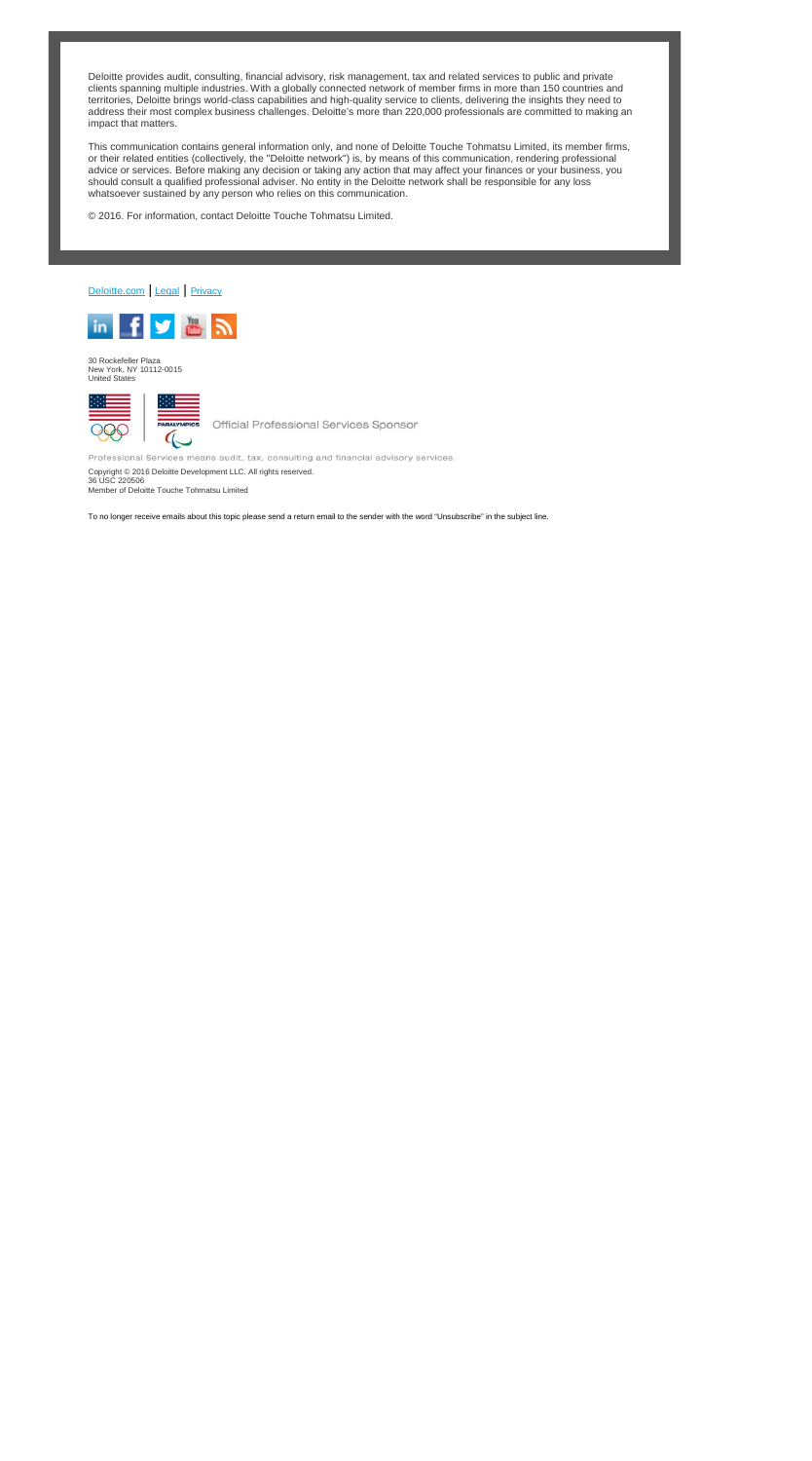Deloitte provides audit, consulting, financial advisory, risk management, tax and related services to public and private clients spanning multiple industries. With a globally connected network of member firms in more than 150 countries and territories, Deloitte brings world-class capabilities and high-quality service to clients, delivering the insights they need to address their most complex business challenges. Deloitte's more than 220,000 professionals are committed to making an impact that matters.

This communication contains general information only, and none of Deloitte Touche Tohmatsu Limited, its member firms, or their related entities (collectively, the "Deloitte network") is, by means of this communication, rendering professional advice or services. Before making any decision or taking any action that may affect your finances or your business, you should consult a qualified professional adviser. No entity in the Deloitte network shall be responsible for any loss whatsoever sustained by any person who relies on this communication.

© 2016. For information, contact Deloitte Touche Tohmatsu Limited.

Deloitte.com | Legal | Privacy

30 Rockefeller Plaza
New York, NY 10112-0015
United States

Official Professional Services Sponsor

Professional Services means audit, tax, consulting and financial advisory services.

Copyright © 2016 Deloitte Development LLC. All rights reserved.
36 USC 220506
Member of Deloitte Touche Tohmatsu Limited

To no longer receive emails about this topic please send a return email to the sender with the word "Unsubscribe" in the subject line.